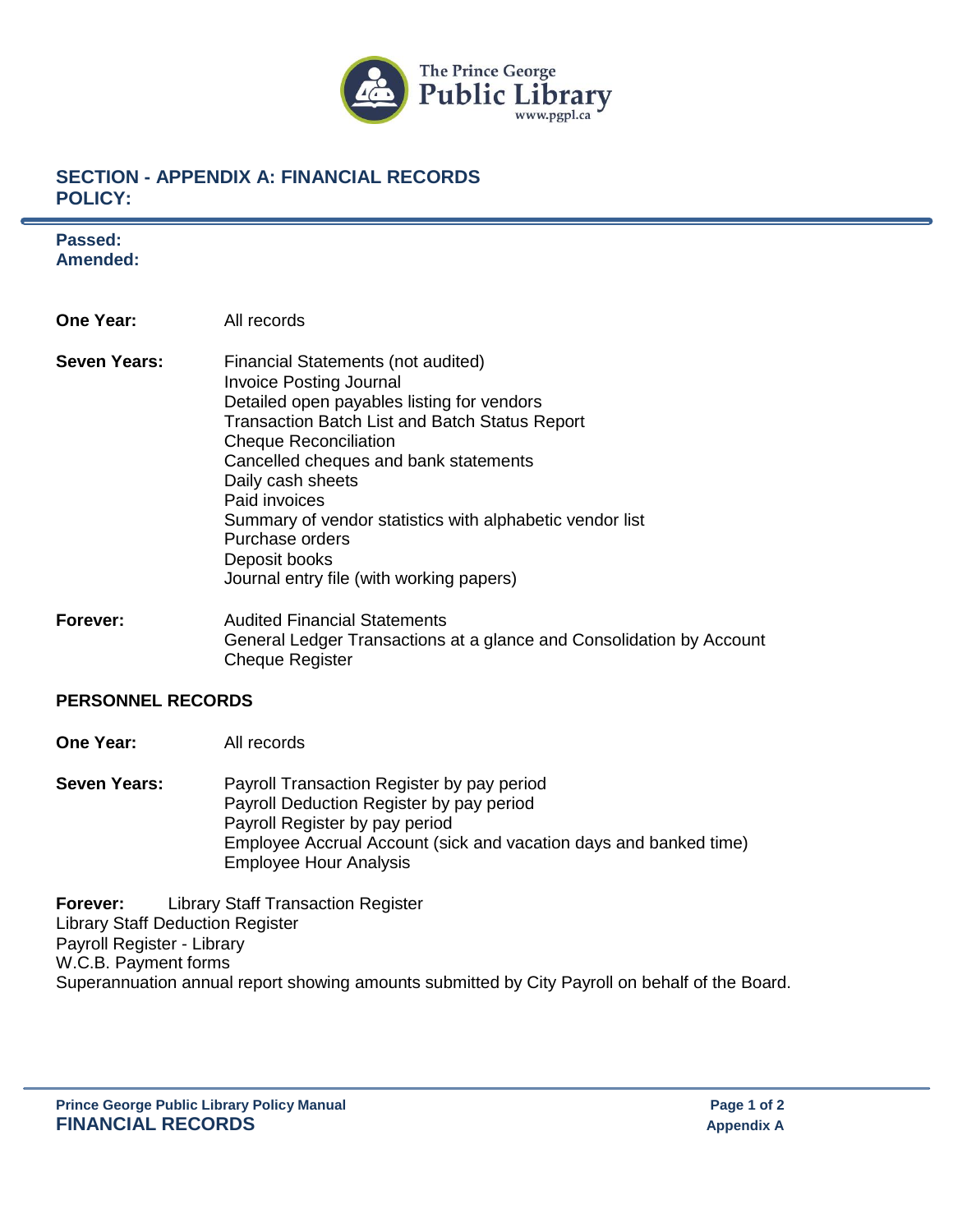The Prince George
Public Library
www.pgpl.ca

## SECTION - APPENDIX A: FINANCIAL RECORDS POLICY:

**Passed:**
**Amended:**

**One Year:** All records

**Seven Years:**
- Financial Statements (not audited)
- Invoice Posting Journal
- Detailed open payables listing for vendors
- Transaction Batch List and Batch Status Report
- Cheque Reconciliation
- Cancelled cheques and bank statements
- Daily cash sheets
- Paid invoices
- Summary of vendor statistics with alphabetic vendor list
- Purchase orders
- Deposit books
- Journal entry file (with working papers)

**Forever:**
- Audited Financial Statements
- General Ledger Transactions at a glance and Consolidation by Account
- Cheque Register

### PERSONNEL RECORDS

**One Year:** All records

**Seven Years:**
- Payroll Transaction Register by pay period
- Payroll Deduction Register by pay period
- Payroll Register by pay period
- Employee Accrual Account (sick and vacation days and banked time)
- Employee Hour Analysis

**Forever:** Library Staff Transaction Register
Library Staff Deduction Register
Payroll Register - Library
W.C.B. Payment forms
Superannuation annual report showing amounts submitted by City Payroll on behalf of the Board.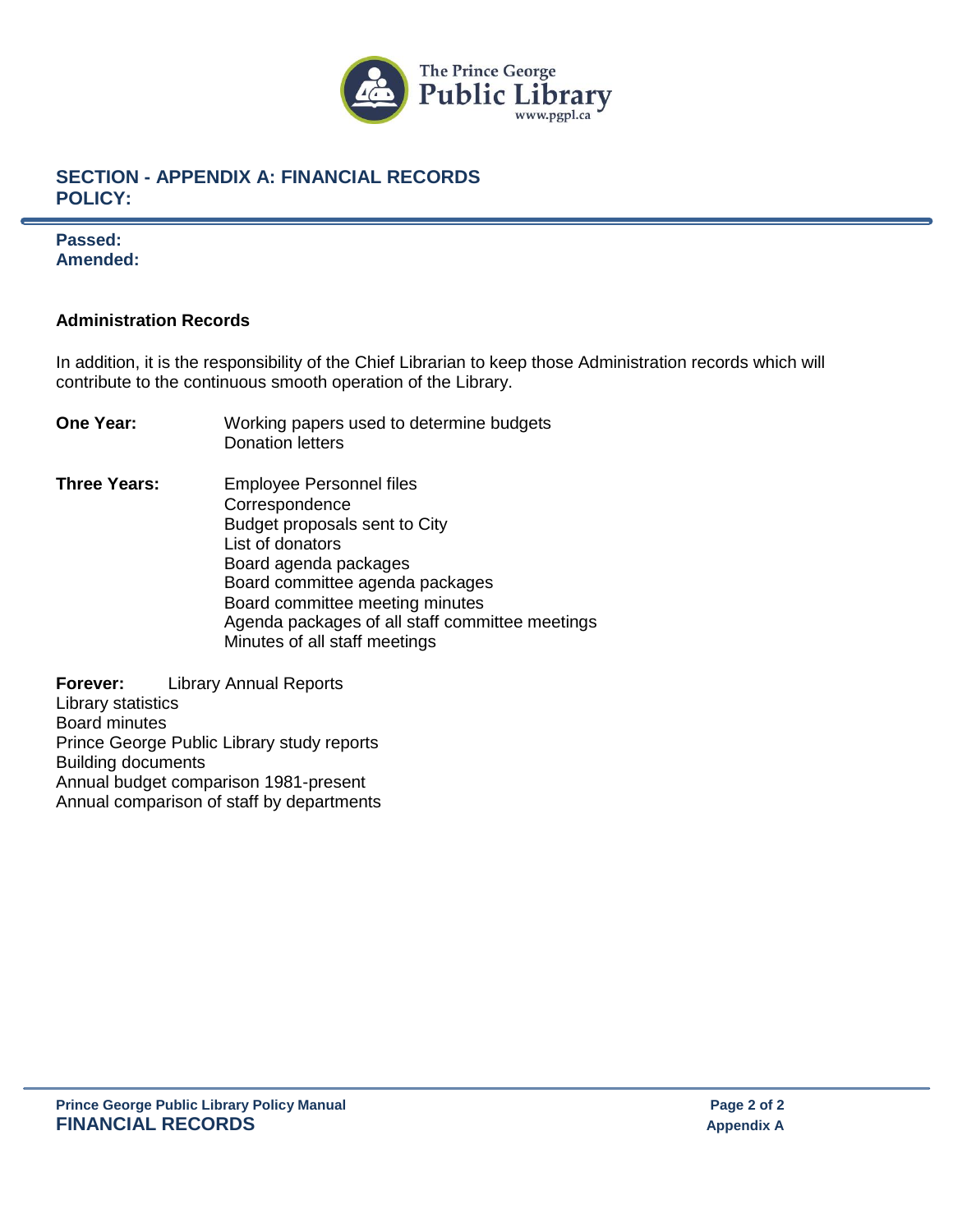## SECTION - APPENDIX A: FINANCIAL RECORDS POLICY:

**Passed:**
**Amended:**

### Administration Records

In addition, it is the responsibility of the Chief Librarian to keep those Administration records which will contribute to the continuous smooth operation of the Library.

**One Year:**
- Working papers used to determine budgets
- Donation letters

**Three Years:**
- Employee Personnel files
- Correspondence
- Budget proposals sent to City
- List of donators
- Board agenda packages
- Board committee agenda packages
- Board committee meeting minutes
- Agenda packages of all staff committee meetings
- Minutes of all staff meetings

**Forever:**
- Library Annual Reports
- Library statistics
- Board minutes
- Prince George Public Library study reports
- Building documents
- Annual budget comparison 1981-present
- Annual comparison of staff by departments